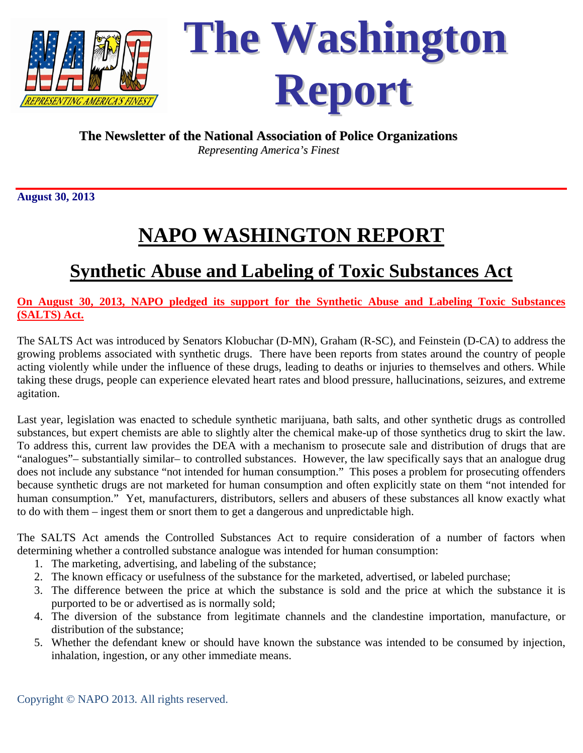# The Washington Report

**The Newsletter of the National Association of Police Organizations**
*Representing America's Finest*

**August 30, 2013**

# NAPO WASHINGTON REPORT

## Synthetic Abuse and Labeling of Toxic Substances Act

**On August 30, 2013, NAPO pledged its support for the Synthetic Abuse and Labeling Toxic Substances (SALTS) Act.**

The SALTS Act was introduced by Senators Klobuchar (D-MN), Graham (R-SC), and Feinstein (D-CA) to address the growing problems associated with synthetic drugs. There have been reports from states around the country of people acting violently while under the influence of these drugs, leading to deaths or injuries to themselves and others. While taking these drugs, people can experience elevated heart rates and blood pressure, hallucinations, seizures, and extreme agitation.

Last year, legislation was enacted to schedule synthetic marijuana, bath salts, and other synthetic drugs as controlled substances, but expert chemists are able to slightly alter the chemical make-up of those synthetics drug to skirt the law. To address this, current law provides the DEA with a mechanism to prosecute sale and distribution of drugs that are "analogues"– substantially similar– to controlled substances. However, the law specifically says that an analogue drug does not include any substance "not intended for human consumption." This poses a problem for prosecuting offenders because synthetic drugs are not marketed for human consumption and often explicitly state on them "not intended for human consumption." Yet, manufacturers, distributors, sellers and abusers of these substances all know exactly what to do with them – ingest them or snort them to get a dangerous and unpredictable high.

The SALTS Act amends the Controlled Substances Act to require consideration of a number of factors when determining whether a controlled substance analogue was intended for human consumption:

1. The marketing, advertising, and labeling of the substance;
2. The known efficacy or usefulness of the substance for the marketed, advertised, or labeled purchase;
3. The difference between the price at which the substance is sold and the price at which the substance it is purported to be or advertised as is normally sold;
4. The diversion of the substance from legitimate channels and the clandestine importation, manufacture, or distribution of the substance;
5. Whether the defendant knew or should have known the substance was intended to be consumed by injection, inhalation, ingestion, or any other immediate means.

Copyright © NAPO 2013. All rights reserved.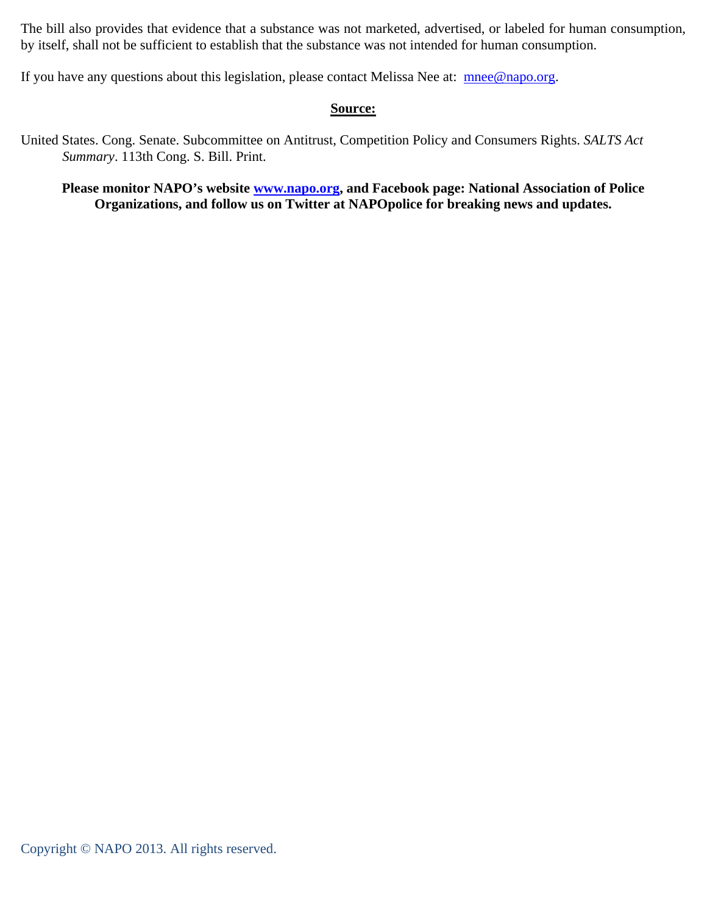The bill also provides that evidence that a substance was not marketed, advertised, or labeled for human consumption, by itself, shall not be sufficient to establish that the substance was not intended for human consumption.

If you have any questions about this legislation, please contact Melissa Nee at: mnee@napo.org.

**Source:**

United States. Cong. Senate. Subcommittee on Antitrust, Competition Policy and Consumers Rights. *SALTS Act Summary*. 113th Cong. S. Bill. Print.

**Please monitor NAPO's website www.napo.org, and Facebook page: National Association of Police Organizations, and follow us on Twitter at NAPOpolice for breaking news and updates.**

Copyright © NAPO 2013. All rights reserved.